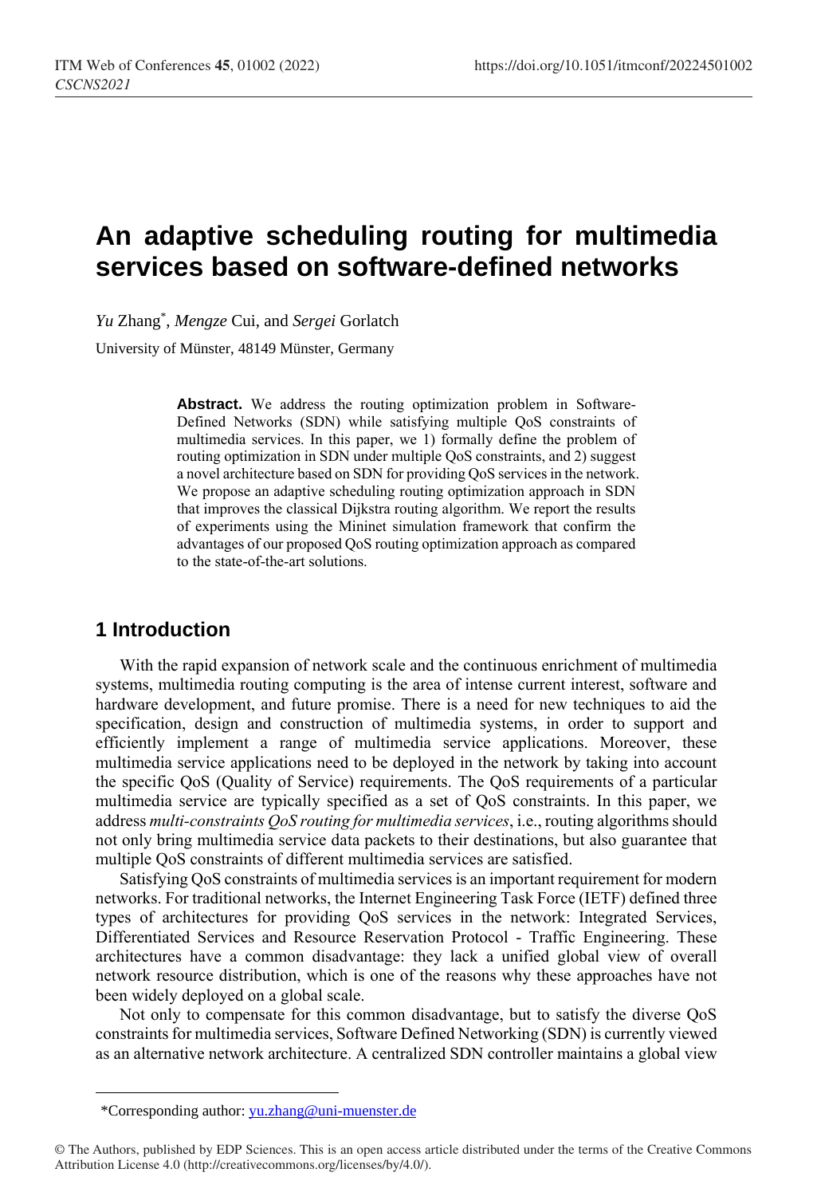# An adaptive scheduling routing for multimedia services based on software-defined networks

*Yu* Zhang*, *Mengze* Cui, and *Sergei* Gorlatch

University of Münster, 48149 Münster, Germany

**Abstract.** We address the routing optimization problem in Software-Defined Networks (SDN) while satisfying multiple QoS constraints of multimedia services. In this paper, we 1) formally define the problem of routing optimization in SDN under multiple QoS constraints, and 2) suggest a novel architecture based on SDN for providing QoS services in the network. We propose an adaptive scheduling routing optimization approach in SDN that improves the classical Dijkstra routing algorithm. We report the results of experiments using the Mininet simulation framework that confirm the advantages of our proposed QoS routing optimization approach as compared to the state-of-the-art solutions.

## 1 Introduction

With the rapid expansion of network scale and the continuous enrichment of multimedia systems, multimedia routing computing is the area of intense current interest, software and hardware development, and future promise. There is a need for new techniques to aid the specification, design and construction of multimedia systems, in order to support and efficiently implement a range of multimedia service applications. Moreover, these multimedia service applications need to be deployed in the network by taking into account the specific QoS (Quality of Service) requirements. The QoS requirements of a particular multimedia service are typically specified as a set of QoS constraints. In this paper, we address *multi-constraints QoS routing for multimedia services*, i.e., routing algorithms should not only bring multimedia service data packets to their destinations, but also guarantee that multiple QoS constraints of different multimedia services are satisfied.

Satisfying QoS constraints of multimedia services is an important requirement for modern networks. For traditional networks, the Internet Engineering Task Force (IETF) defined three types of architectures for providing QoS services in the network: Integrated Services, Differentiated Services and Resource Reservation Protocol - Traffic Engineering. These architectures have a common disadvantage: they lack a unified global view of overall network resource distribution, which is one of the reasons why these approaches have not been widely deployed on a global scale.

Not only to compensate for this common disadvantage, but to satisfy the diverse QoS constraints for multimedia services, Software Defined Networking (SDN) is currently viewed as an alternative network architecture. A centralized SDN controller maintains a global view

*Corresponding author: yu.zhang@uni-muenster.de

© The Authors, published by EDP Sciences. This is an open access article distributed under the terms of the Creative Commons Attribution License 4.0 (http://creativecommons.org/licenses/by/4.0/).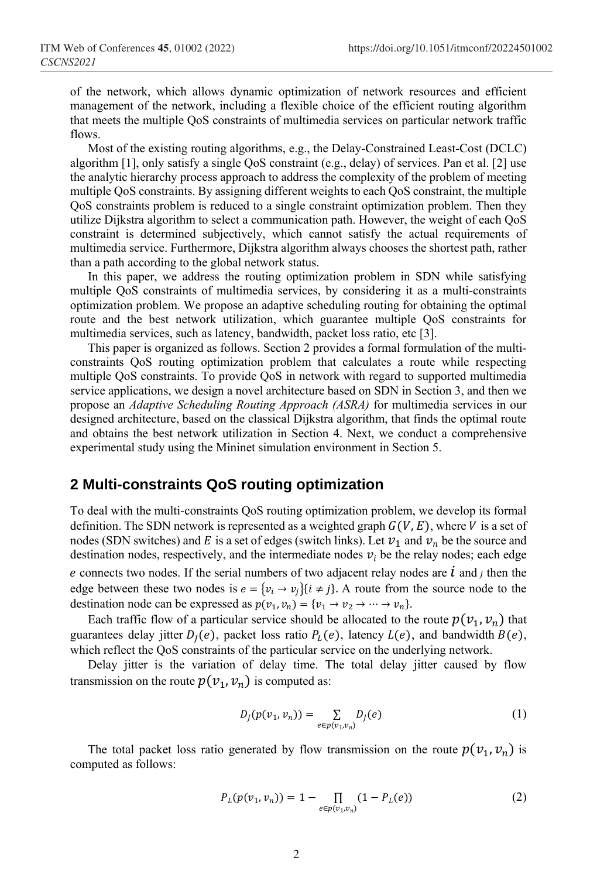of the network, which allows dynamic optimization of network resources and efficient management of the network, including a flexible choice of the efficient routing algorithm that meets the multiple QoS constraints of multimedia services on particular network traffic flows.

Most of the existing routing algorithms, e.g., the Delay-Constrained Least-Cost (DCLC) algorithm [1], only satisfy a single QoS constraint (e.g., delay) of services. Pan et al. [2] use the analytic hierarchy process approach to address the complexity of the problem of meeting multiple QoS constraints. By assigning different weights to each QoS constraint, the multiple QoS constraints problem is reduced to a single constraint optimization problem. Then they utilize Dijkstra algorithm to select a communication path. However, the weight of each QoS constraint is determined subjectively, which cannot satisfy the actual requirements of multimedia service. Furthermore, Dijkstra algorithm always chooses the shortest path, rather than a path according to the global network status.

In this paper, we address the routing optimization problem in SDN while satisfying multiple QoS constraints of multimedia services, by considering it as a multi-constraints optimization problem. We propose an adaptive scheduling routing for obtaining the optimal route and the best network utilization, which guarantee multiple QoS constraints for multimedia services, such as latency, bandwidth, packet loss ratio, etc [3].

This paper is organized as follows. Section 2 provides a formal formulation of the multi-constraints QoS routing optimization problem that calculates a route while respecting multiple QoS constraints. To provide QoS in network with regard to supported multimedia service applications, we design a novel architecture based on SDN in Section 3, and then we propose an *Adaptive Scheduling Routing Approach (ASRA)* for multimedia services in our designed architecture, based on the classical Dijkstra algorithm, that finds the optimal route and obtains the best network utilization in Section 4. Next, we conduct a comprehensive experimental study using the Mininet simulation environment in Section 5.

## 2 Multi-constraints QoS routing optimization

To deal with the multi-constraints QoS routing optimization problem, we develop its formal definition. The SDN network is represented as a weighted graph $G(V, E)$, where $V$ is a set of nodes (SDN switches) and $E$ is a set of edges (switch links). Let $v_1$ and $v_n$ be the source and destination nodes, respectively, and the intermediate nodes $v_i$ be the relay nodes; each edge $e$ connects two nodes. If the serial numbers of two adjacent relay nodes are $i$ and $j$ then the edge between these two nodes is $e = \{v_i \rightarrow v_j\}\{i \neq j\}$. A route from the source node to the destination node can be expressed as $p(v_1, v_n) = \{v_1 \rightarrow v_2 \rightarrow \cdots \rightarrow v_n\}$.

Each traffic flow of a particular service should be allocated to the route $p(v_1, v_n)$ that guarantees delay jitter $D_J(e)$, packet loss ratio $P_L(e)$, latency $L(e)$, and bandwidth $B(e)$, which reflect the QoS constraints of the particular service on the underlying network.

Delay jitter is the variation of delay time. The total delay jitter caused by flow transmission on the route $p(v_1, v_n)$ is computed as:

$$D_J(p(v_1, v_n)) = \sum_{e \in p(v_1, v_n)} D_J(e) \tag{1}$$

The total packet loss ratio generated by flow transmission on the route $p(v_1, v_n)$ is computed as follows:

$$P_L(p(v_1, v_n)) = 1 - \prod_{e \in p(v_1, v_n)} (1 - P_L(e)) \tag{2}$$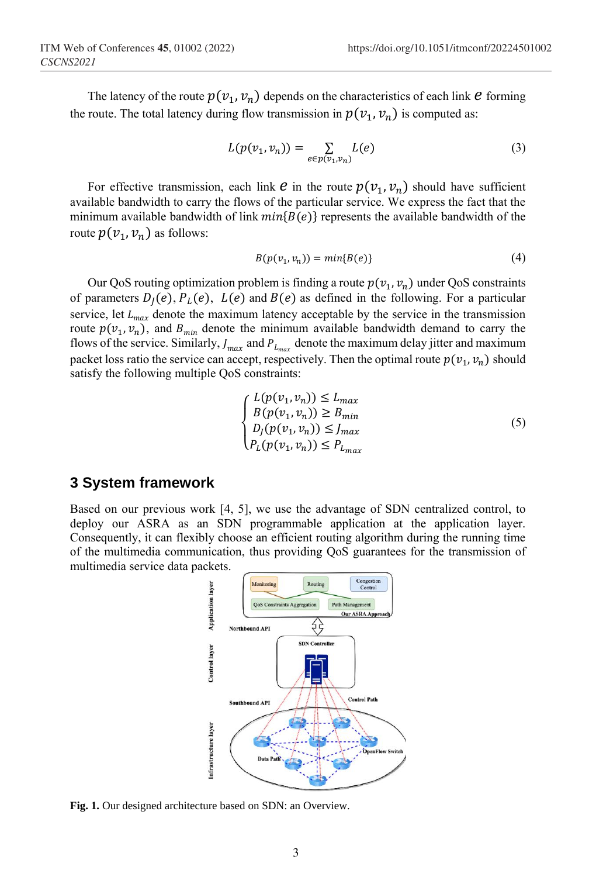The latency of the route $p(v_1, v_n)$ depends on the characteristics of each link $e$ forming the route. The total latency during flow transmission in $p(v_1, v_n)$ is computed as:

$$L(p(v_1, v_n)) = \sum_{e \in p(v_1, v_n)} L(e) \tag{3}$$

For effective transmission, each link $e$ in the route $p(v_1, v_n)$ should have sufficient available bandwidth to carry the flows of the particular service. We express the fact that the minimum available bandwidth of link $min\{B(e)\}$ represents the available bandwidth of the route $p(v_1, v_n)$ as follows:

$$B(p(v_1, v_n)) = min\{B(e)\} \tag{4}$$

Our QoS routing optimization problem is finding a route $p(v_1, v_n)$ under QoS constraints of parameters $D_J(e)$, $P_L(e)$, $L(e)$ and $B(e)$ as defined in the following. For a particular service, let $L_{max}$ denote the maximum latency acceptable by the service in the transmission route $p(v_1, v_n)$, and $B_{min}$ denote the minimum available bandwidth demand to carry the flows of the service. Similarly, $J_{max}$ and $P_{L_{max}}$ denote the maximum delay jitter and maximum packet loss ratio the service can accept, respectively. Then the optimal route $p(v_1, v_n)$ should satisfy the following multiple QoS constraints:

$$\begin{cases} L(p(v_1, v_n)) \leq L_{max} \\ B(p(v_1, v_n)) \geq B_{min} \\ D_J(p(v_1, v_n)) \leq J_{max} \\ P_L(p(v_1, v_n)) \leq P_{L_{max}} \end{cases} \tag{5}$$

## 3 System framework

Based on our previous work [4, 5], we use the advantage of SDN centralized control, to deploy our ASRA as an SDN programmable application at the application layer. Consequently, it can flexibly choose an efficient routing algorithm during the running time of the multimedia communication, thus providing QoS guarantees for the transmission of multimedia service data packets.

**Fig. 1.** Our designed architecture based on SDN: an Overview.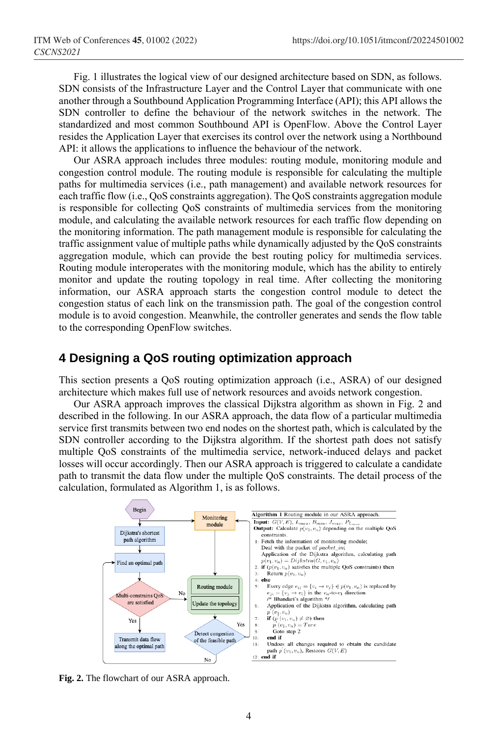Fig. 1 illustrates the logical view of our designed architecture based on SDN, as follows. SDN consists of the Infrastructure Layer and the Control Layer that communicate with one another through a Southbound Application Programming Interface (API); this API allows the SDN controller to define the behaviour of the network switches in the network. The standardized and most common Southbound API is OpenFlow. Above the Control Layer resides the Application Layer that exercises its control over the network using a Northbound API: it allows the applications to influence the behaviour of the network.

Our ASRA approach includes three modules: routing module, monitoring module and congestion control module. The routing module is responsible for calculating the multiple paths for multimedia services (i.e., path management) and available network resources for each traffic flow (i.e., QoS constraints aggregation). The QoS constraints aggregation module is responsible for collecting QoS constraints of multimedia services from the monitoring module, and calculating the available network resources for each traffic flow depending on the monitoring information. The path management module is responsible for calculating the traffic assignment value of multiple paths while dynamically adjusted by the QoS constraints aggregation module, which can provide the best routing policy for multimedia services. Routing module interoperates with the monitoring module, which has the ability to entirely monitor and update the routing topology in real time. After collecting the monitoring information, our ASRA approach starts the congestion control module to detect the congestion status of each link on the transmission path. The goal of the congestion control module is to avoid congestion. Meanwhile, the controller generates and sends the flow table to the corresponding OpenFlow switches.

## 4 Designing a QoS routing optimization approach

This section presents a QoS routing optimization approach (i.e., ASRA) of our designed architecture which makes full use of network resources and avoids network congestion.

Our ASRA approach improves the classical Dijkstra algorithm as shown in Fig. 2 and described in the following. In our ASRA approach, the data flow of a particular multimedia service first transmits between two end nodes on the shortest path, which is calculated by the SDN controller according to the Dijkstra algorithm. If the shortest path does not satisfy multiple QoS constraints of the multimedia service, network-induced delays and packet losses will occur accordingly. Then our ASRA approach is triggered to calculate a candidate path to transmit the data flow under the multiple QoS constraints. The detail process of the calculation, formulated as Algorithm 1, is as follows.

**Algorithm 1** Routing module in our ASRA approach.

**Input:** $G(V, E)$, $L_{max}$, $B_{min}$, $J_{max}$, $P_{l_{max}}$

**Output:** Calculate $p(v_1, v_n)$ depending on the multiple QoS constraints.

1: Fetch the information of monitoring module;
   Deal with the packet of *packet_in*;
   Application of the Dijkstra algorithm, calculating path $p(v_1, v_n) = Dijkstra(G, v_1, v_n)$
2: **if** ($p(v_1, v_n)$ satisfies the multiple QoS constraints) **then**
3: &nbsp;&nbsp;&nbsp;Return $p(v_1, v_n)$
4: **else**
5: &nbsp;&nbsp;&nbsp;Every edge $e_{ij} = \{v_i \to v_j\} \in p(v_1, v_n)$ is replaced by $e_{ji} = \{v_j \to v_i\}$ in the $v_n$-to-$v_1$ direction
   /* Bhandari's algorithm */
6: &nbsp;&nbsp;&nbsp;Application of the Dijkstra algorithm, calculating path $p^{'}(v_1, v_n)$
7: &nbsp;&nbsp;&nbsp;**if** ($p^{'}(v_1, v_n) \neq \emptyset$) **then**
8: &nbsp;&nbsp;&nbsp;&nbsp;&nbsp;&nbsp;$p^{'}(v_1, v_n) = Ture$
9: &nbsp;&nbsp;&nbsp;&nbsp;&nbsp;&nbsp;Goto step 2
10: &nbsp;&nbsp;**end if**
11: &nbsp;&nbsp;Undoes all changes required to obtain the candidate path $p^{'}(v_1, v_n)$, Restores $G(V, E)$
12: **end if**

**Fig. 2.** The flowchart of our ASRA approach.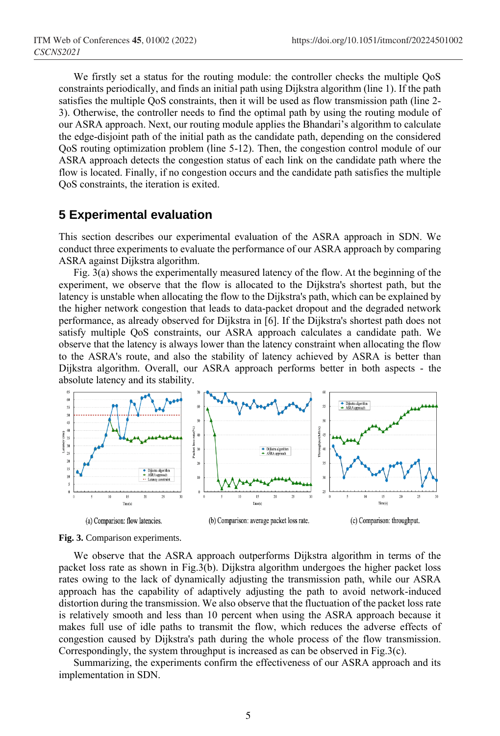We firstly set a status for the routing module: the controller checks the multiple QoS constraints periodically, and finds an initial path using Dijkstra algorithm (line 1). If the path satisfies the multiple QoS constraints, then it will be used as flow transmission path (line 2-3). Otherwise, the controller needs to find the optimal path by using the routing module of our ASRA approach. Next, our routing module applies the Bhandari's algorithm to calculate the edge-disjoint path of the initial path as the candidate path, depending on the considered QoS routing optimization problem (line 5-12). Then, the congestion control module of our ASRA approach detects the congestion status of each link on the candidate path where the flow is located. Finally, if no congestion occurs and the candidate path satisfies the multiple QoS constraints, the iteration is exited.

## 5 Experimental evaluation

This section describes our experimental evaluation of the ASRA approach in SDN. We conduct three experiments to evaluate the performance of our ASRA approach by comparing ASRA against Dijkstra algorithm.

Fig. 3(a) shows the experimentally measured latency of the flow. At the beginning of the experiment, we observe that the flow is allocated to the Dijkstra's shortest path, but the latency is unstable when allocating the flow to the Dijkstra's path, which can be explained by the higher network congestion that leads to data-packet dropout and the degraded network performance, as already observed for Dijkstra in [6]. If the Dijkstra's shortest path does not satisfy multiple QoS constraints, our ASRA approach calculates a candidate path. We observe that the latency is always lower than the latency constraint when allocating the flow to the ASRA's route, and also the stability of latency achieved by ASRA is better than Dijkstra algorithm. Overall, our ASRA approach performs better in both aspects - the absolute latency and its stability.

(a) Comparison: flow latencies. (b) Comparison: average packet loss rate. (c) Comparison: throughput.

**Fig. 3.** Comparison experiments.

We observe that the ASRA approach outperforms Dijkstra algorithm in terms of the packet loss rate as shown in Fig.3(b). Dijkstra algorithm undergoes the higher packet loss rates owing to the lack of dynamically adjusting the transmission path, while our ASRA approach has the capability of adaptively adjusting the path to avoid network-induced distortion during the transmission. We also observe that the fluctuation of the packet loss rate is relatively smooth and less than 10 percent when using the ASRA approach because it makes full use of idle paths to transmit the flow, which reduces the adverse effects of congestion caused by Dijkstra's path during the whole process of the flow transmission. Correspondingly, the system throughput is increased as can be observed in Fig.3(c).

Summarizing, the experiments confirm the effectiveness of our ASRA approach and its implementation in SDN.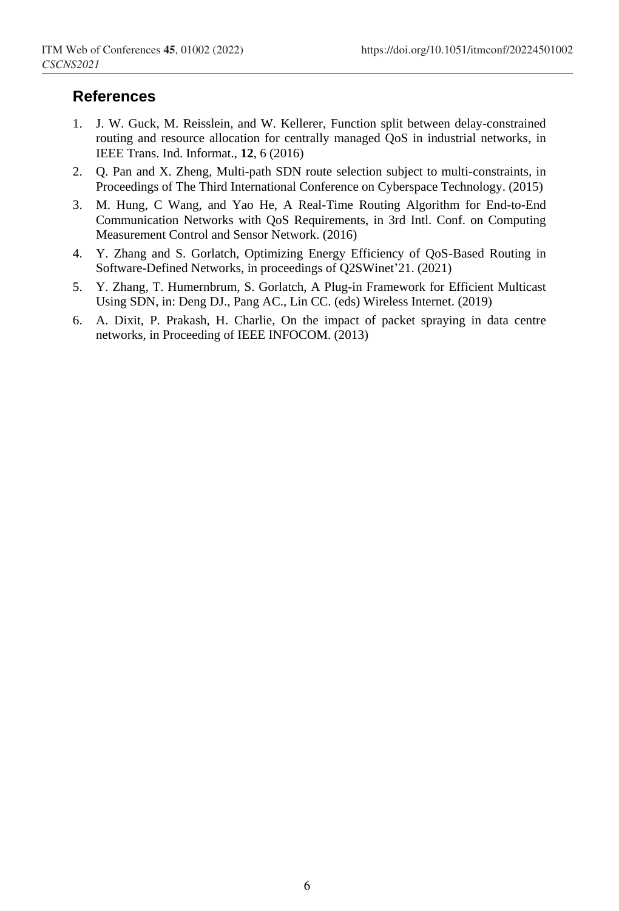## References

1. J. W. Guck, M. Reisslein, and W. Kellerer, Function split between delay-constrained routing and resource allocation for centrally managed QoS in industrial networks, in IEEE Trans. Ind. Informat., **12**, 6 (2016)
2. Q. Pan and X. Zheng, Multi-path SDN route selection subject to multi-constraints, in Proceedings of The Third International Conference on Cyberspace Technology. (2015)
3. M. Hung, C Wang, and Yao He, A Real-Time Routing Algorithm for End-to-End Communication Networks with QoS Requirements, in 3rd Intl. Conf. on Computing Measurement Control and Sensor Network. (2016)
4. Y. Zhang and S. Gorlatch, Optimizing Energy Efficiency of QoS-Based Routing in Software-Defined Networks, in proceedings of Q2SWinet'21. (2021)
5. Y. Zhang, T. Humernbrum, S. Gorlatch, A Plug-in Framework for Efficient Multicast Using SDN, in: Deng DJ., Pang AC., Lin CC. (eds) Wireless Internet. (2019)
6. A. Dixit, P. Prakash, H. Charlie, On the impact of packet spraying in data centre networks, in Proceeding of IEEE INFOCOM. (2013)